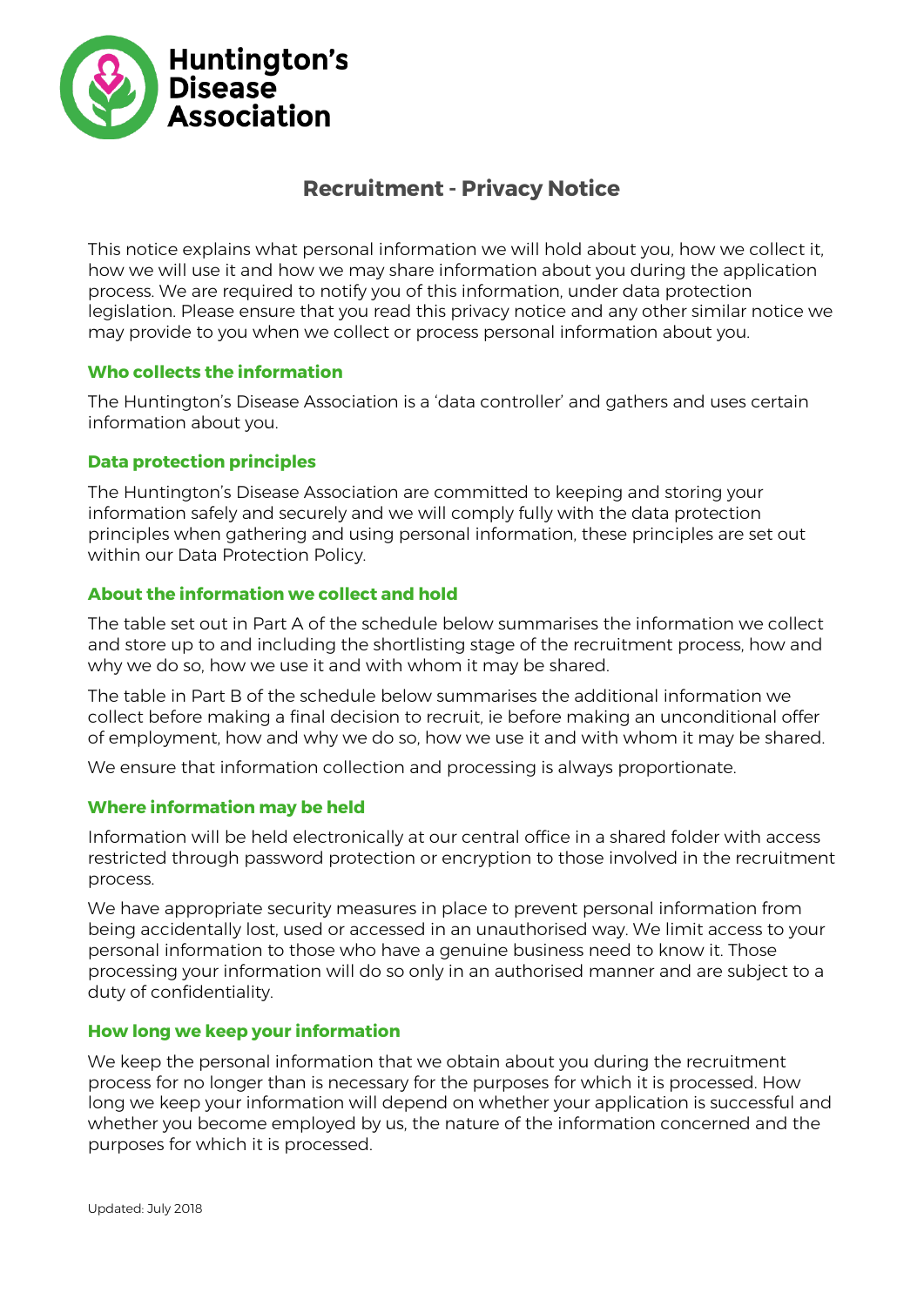Huntington's Disease Association

# Recruitment - Privacy Notice

This notice explains what personal information we will hold about you, how we collect it, how we will use it and how we may share information about you during the application process. We are required to notify you of this information, under data protection legislation. Please ensure that you read this privacy notice and any other similar notice we may provide to you when we collect or process personal information about you.

## Who collects the information

The Huntington's Disease Association is a 'data controller' and gathers and uses certain information about you.

## Data protection principles

The Huntington's Disease Association are committed to keeping and storing your information safely and securely and we will comply fully with the data protection principles when gathering and using personal information, these principles are set out within our Data Protection Policy.

## About the information we collect and hold

The table set out in Part A of the schedule below summarises the information we collect and store up to and including the shortlisting stage of the recruitment process, how and why we do so, how we use it and with whom it may be shared.

The table in Part B of the schedule below summarises the additional information we collect before making a final decision to recruit, ie before making an unconditional offer of employment, how and why we do so, how we use it and with whom it may be shared.

We ensure that information collection and processing is always proportionate.

## Where information may be held

Information will be held electronically at our central office in a shared folder with access restricted through password protection or encryption to those involved in the recruitment process.

We have appropriate security measures in place to prevent personal information from being accidentally lost, used or accessed in an unauthorised way. We limit access to your personal information to those who have a genuine business need to know it. Those processing your information will do so only in an authorised manner and are subject to a duty of confidentiality.

## How long we keep your information

We keep the personal information that we obtain about you during the recruitment process for no longer than is necessary for the purposes for which it is processed. How long we keep your information will depend on whether your application is successful and whether you become employed by us, the nature of the information concerned and the purposes for which it is processed.

Updated: July 2018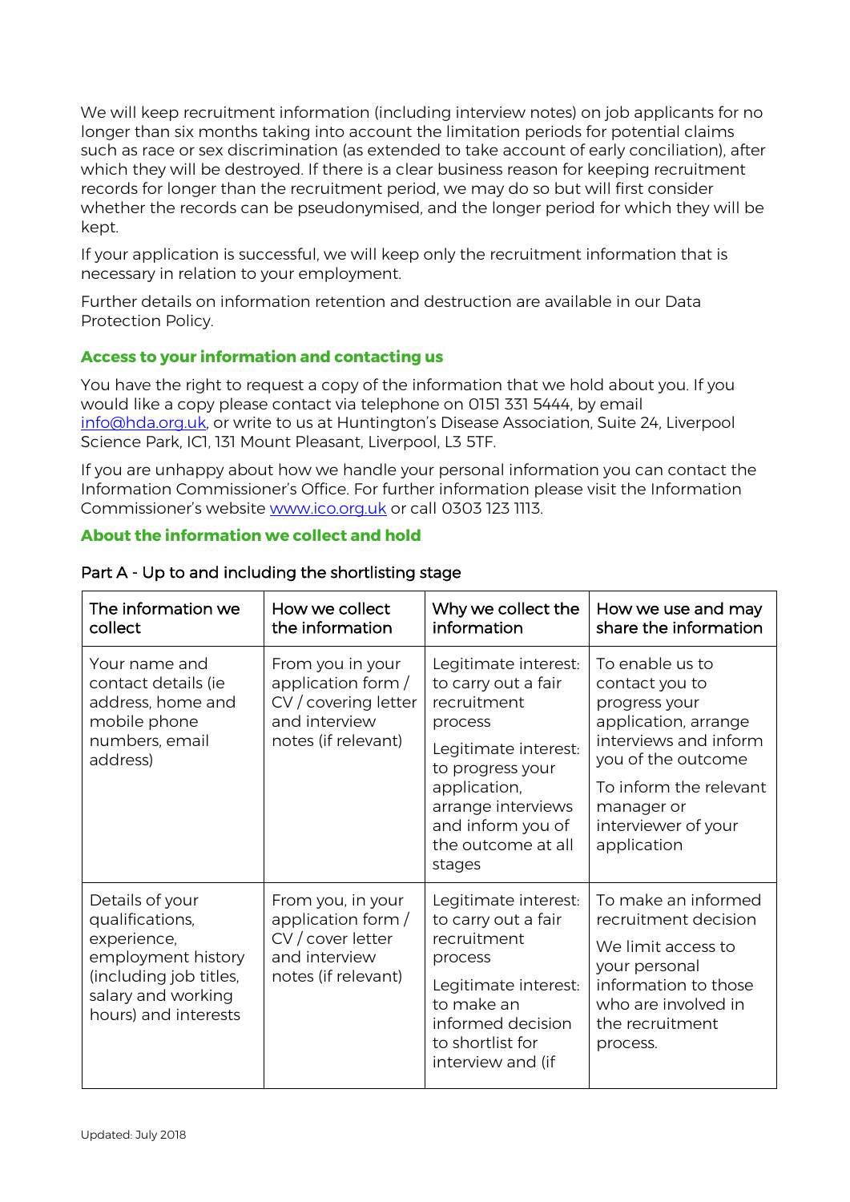We will keep recruitment information (including interview notes) on job applicants for no longer than six months taking into account the limitation periods for potential claims such as race or sex discrimination (as extended to take account of early conciliation), after which they will be destroyed. If there is a clear business reason for keeping recruitment records for longer than the recruitment period, we may do so but will first consider whether the records can be pseudonymised, and the longer period for which they will be kept.

If your application is successful, we will keep only the recruitment information that is necessary in relation to your employment.

Further details on information retention and destruction are available in our Data Protection Policy.

### Access to your information and contacting us

You have the right to request a copy of the information that we hold about you. If you would like a copy please contact via telephone on 0151 331 5444, by email [info@hda.org.uk](mailto:info@hda.org.uk), or write to us at Huntington's Disease Association, Suite 24, Liverpool Science Park, IC1, 131 Mount Pleasant, Liverpool, L3 5TF.

If you are unhappy about how we handle your personal information you can contact the Information Commissioner's Office. For further information please visit the Information Commissioner's website [www.ico.org.uk](http://www.ico.org.uk) or call 0303 123 1113.

### About the information we collect and hold

Part A - Up to and including the shortlisting stage

| The information we collect | How we collect the information | Why we collect the information | How we use and may share the information |
|---|---|---|---|
| Your name and contact details (ie address, home and mobile phone numbers, email address) | From you in your application form / CV / covering letter and interview notes (if relevant) | Legitimate interest: to carry out a fair recruitment process<br><br>Legitimate interest: to progress your application, arrange interviews and inform you of the outcome at all stages | To enable us to contact you to progress your application, arrange interviews and inform you of the outcome<br><br>To inform the relevant manager or interviewer of your application |
| Details of your qualifications, experience, employment history (including job titles, salary and working hours) and interests | From you, in your application form / CV / cover letter and interview notes (if relevant) | Legitimate interest: to carry out a fair recruitment process<br><br>Legitimate interest: to make an informed decision to shortlist for interview and (if | To make an informed recruitment decision<br><br>We limit access to your personal information to those who are involved in the recruitment process. |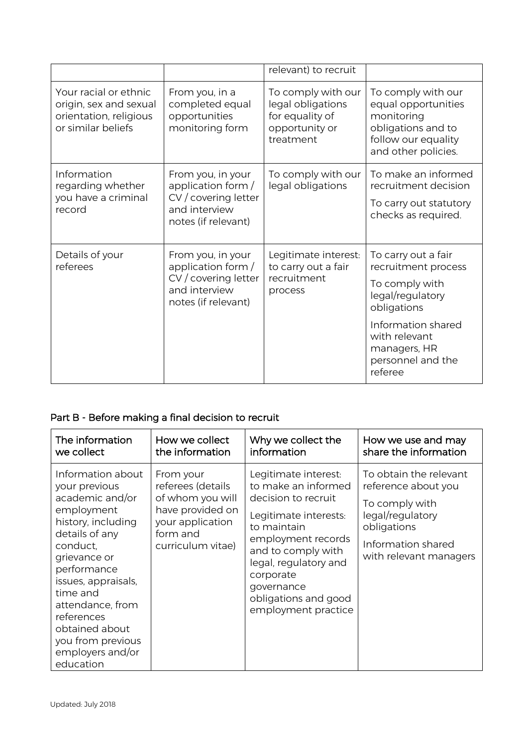| | | relevant) to recruit | |
|---|---|---|---|
| Your racial or ethnic origin, sex and sexual orientation, religious or similar beliefs | From you, in a completed equal opportunities monitoring form | To comply with our legal obligations for equality of opportunity or treatment | To comply with our equal opportunities monitoring obligations and to follow our equality and other policies. |
| Information regarding whether you have a criminal record | From you, in your application form / CV / covering letter and interview notes (if relevant) | To comply with our legal obligations | To make an informed recruitment decision<br><br>To carry out statutory checks as required. |
| Details of your referees | From you, in your application form / CV / covering letter and interview notes (if relevant) | Legitimate interest: to carry out a fair recruitment process | To carry out a fair recruitment process<br><br>To comply with legal/regulatory obligations<br><br>Information shared with relevant managers, HR personnel and the referee |

## Part B - Before making a final decision to recruit

| The information we collect | How we collect the information | Why we collect the information | How we use and may share the information |
|---|---|---|---|
| Information about your previous academic and/or employment history, including details of any conduct, grievance or performance issues, appraisals, time and attendance, from references obtained about you from previous employers and/or education | From your referees (details of whom you will have provided on your application form and curriculum vitae) | Legitimate interest: to make an informed decision to recruit<br><br>Legitimate interests: to maintain employment records and to comply with legal, regulatory and corporate governance obligations and good employment practice | To obtain the relevant reference about you<br><br>To comply with legal/regulatory obligations<br><br>Information shared with relevant managers |

Updated: July 2018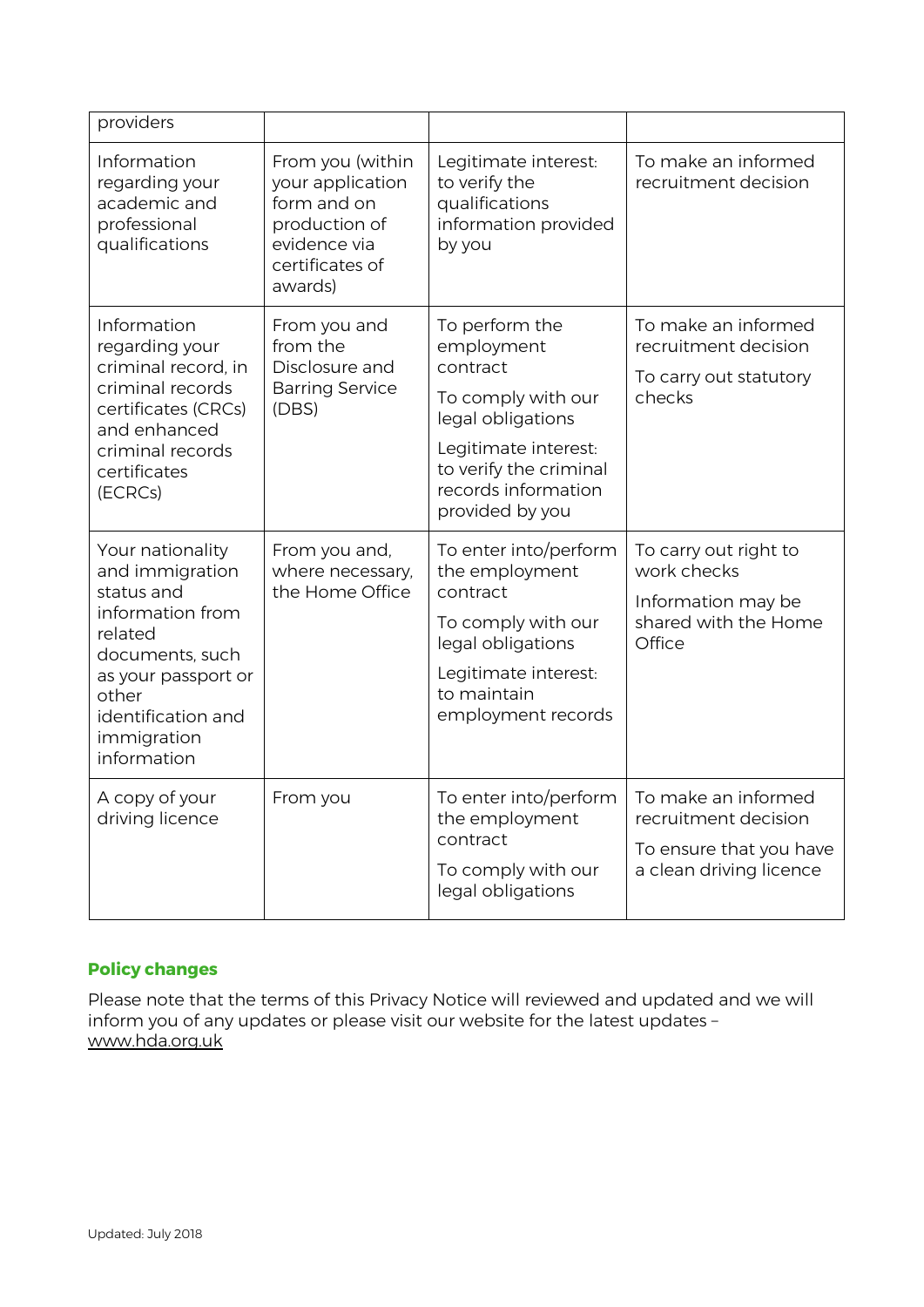| | | | |
|---|---|---|---|
| providers | | | |
| Information regarding your academic and professional qualifications | From you (within your application form and on production of evidence via certificates of awards) | Legitimate interest: to verify the qualifications information provided by you | To make an informed recruitment decision |
| Information regarding your criminal record, in criminal records certificates (CRCs) and enhanced criminal records certificates (ECRCs) | From you and from the Disclosure and Barring Service (DBS) | To perform the employment contract<br><br>To comply with our legal obligations<br><br>Legitimate interest: to verify the criminal records information provided by you | To make an informed recruitment decision<br><br>To carry out statutory checks |
| Your nationality and immigration status and information from related documents, such as your passport or other identification and immigration information | From you and, where necessary, the Home Office | To enter into/perform the employment contract<br><br>To comply with our legal obligations<br><br>Legitimate interest: to maintain employment records | To carry out right to work checks<br><br>Information may be shared with the Home Office |
| A copy of your driving licence | From you | To enter into/perform the employment contract<br><br>To comply with our legal obligations | To make an informed recruitment decision<br><br>To ensure that you have a clean driving licence |

**Policy changes**

Please note that the terms of this Privacy Notice will reviewed and updated and we will inform you of any updates or please visit our website for the latest updates – www.hda.org.uk

Updated: July 2018